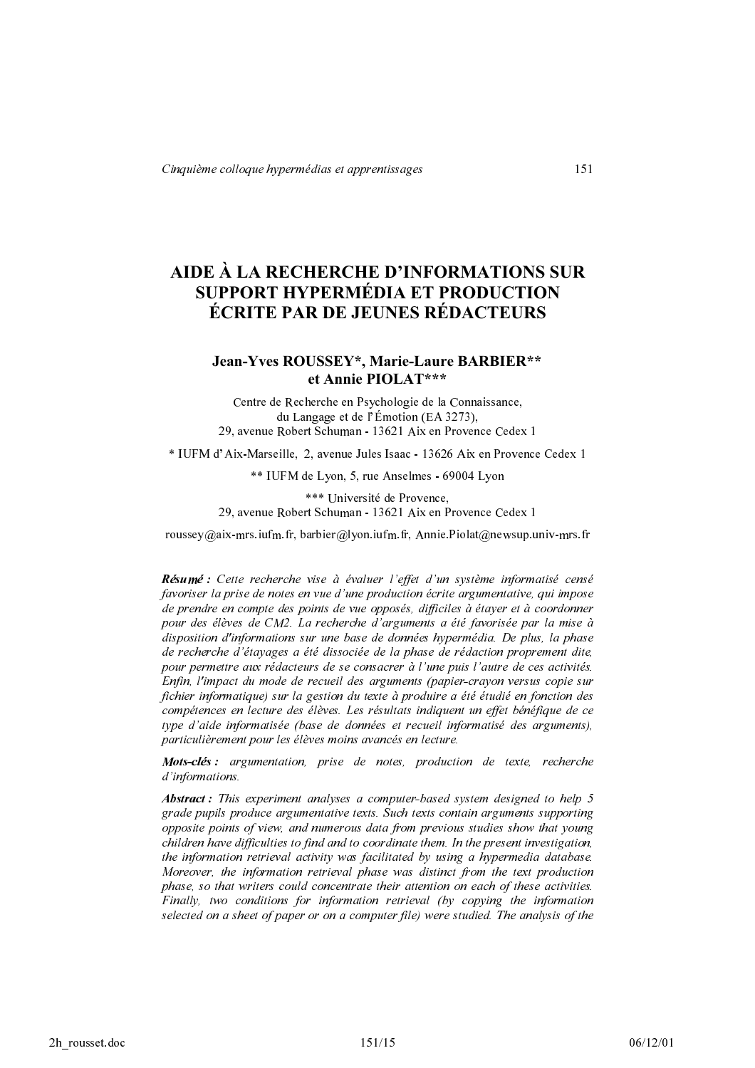# AIDE À LA RECHERCHE D'INFORMATIONS SUR SUPPORT HYPERMÉDIA ET PRODUCTION ÉCRITE PAR DE JEUNES RÉDACTEURS

**Jean-Yves ROUSSEY*, Marie-Laure BARBIER** et Annie PIOLAT*****

Centre de Recherche en Psychologie de la Connaissance,
du Langage et de l'Émotion (EA 3273),
29, avenue Robert Schuman - 13621 Aix en Provence Cedex 1

* IUFM d'Aix-Marseille, 2, avenue Jules Isaac - 13626 Aix en Provence Cedex 1

** IUFM de Lyon, 5, rue Anselmes - 69004 Lyon

*** Université de Provence,
29, avenue Robert Schuman - 13621 Aix en Provence Cedex 1

roussey@aix-mrs.iufm.fr, barbier@lyon.iufm.fr, Annie.Piolat@newsup.univ-mrs.fr

***Résumé :*** *Cette recherche vise à évaluer l'effet d'un système informatisé censé favoriser la prise de notes en vue d'une production écrite argumentative, qui impose de prendre en compte des points de vue opposés, difficiles à étayer et à coordonner pour des élèves de CM2. La recherche d'arguments a été favorisée par la mise à disposition d'informations sur une base de données hypermédia. De plus, la phase de recherche d'étayages a été dissociée de la phase de rédaction proprement dite, pour permettre aux rédacteurs de se consacrer à l'une puis l'autre de ces activités. Enfin, l'impact du mode de recueil des arguments (papier-crayon versus copie sur fichier informatique) sur la gestion du texte à produire a été étudié en fonction des compétences en lecture des élèves. Les résultats indiquent un effet bénéfique de ce type d'aide informatisée (base de données et recueil informatisé des arguments), particulièrement pour les élèves moins avancés en lecture.*

***Mots-clés :*** *argumentation, prise de notes, production de texte, recherche d'informations.*

***Abstract :*** *This experiment analyses a computer-based system designed to help 5 grade pupils produce argumentative texts. Such texts contain arguments supporting opposite points of view, and numerous data from previous studies show that young children have difficulties to find and to coordinate them. In the present investigation, the information retrieval activity was facilitated by using a hypermedia database. Moreover, the information retrieval phase was distinct from the text production phase, so that writers could concentrate their attention on each of these activities. Finally, two conditions for information retrieval (by copying the information selected on a sheet of paper or on a computer file) were studied. The analysis of the*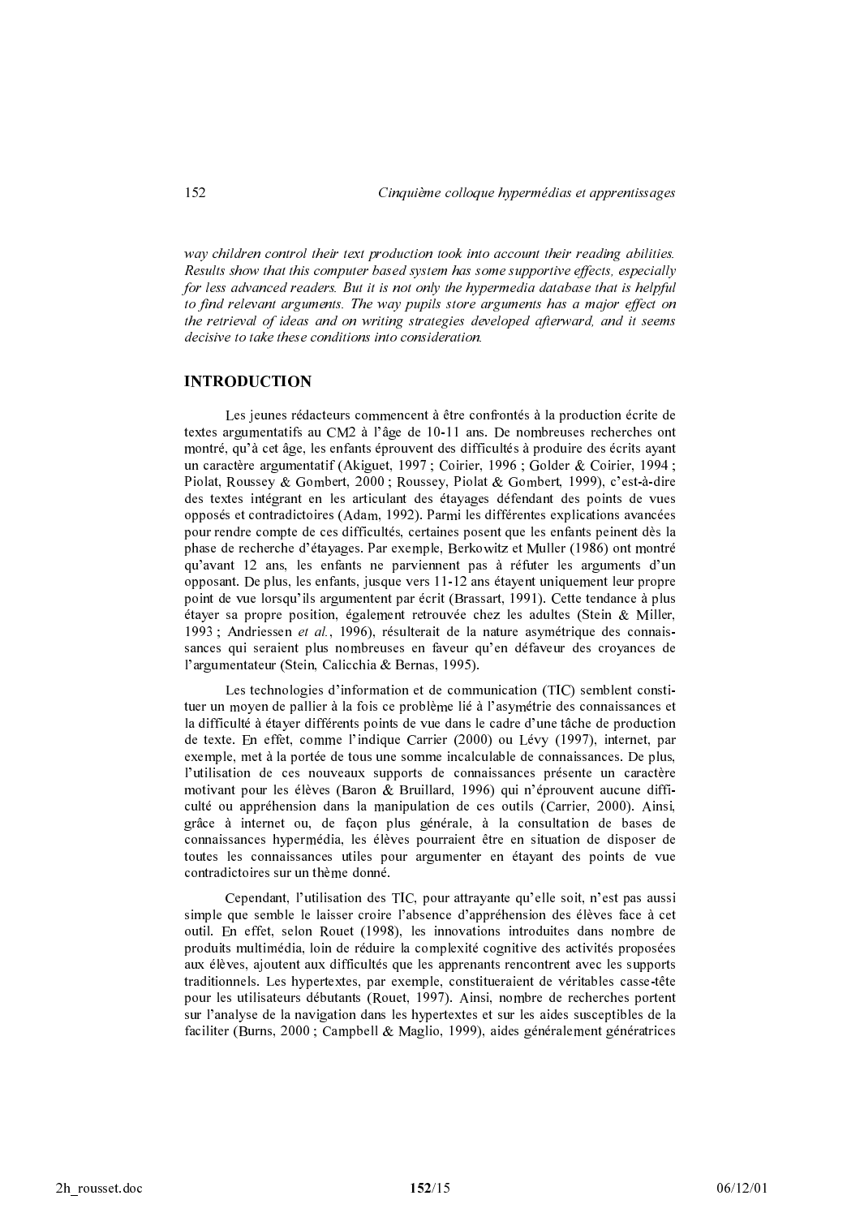*way children control their text production took into account their reading abilities. Results show that this computer based system has some supportive effects, especially for less advanced readers. But it is not only the hypermedia database that is helpful to find relevant arguments. The way pupils store arguments has a major effect on the retrieval of ideas and on writing strategies developed afterward, and it seems decisive to take these conditions into consideration.*

## INTRODUCTION

Les jeunes rédacteurs commencent à être confrontés à la production écrite de textes argumentatifs au CM2 à l'âge de 10-11 ans. De nombreuses recherches ont montré, qu'à cet âge, les enfants éprouvent des difficultés à produire des écrits ayant un caractère argumentatif (Akiguet, 1997 ; Coirier, 1996 ; Golder & Coirier, 1994 ; Piolat, Roussey & Gombert, 2000 ; Roussey, Piolat & Gombert, 1999), c'est-à-dire des textes intégrant en les articulant des étayages défendant des points de vues opposés et contradictoires (Adam, 1992). Parmi les différentes explications avancées pour rendre compte de ces difficultés, certaines posent que les enfants peinent dès la phase de recherche d'étayages. Par exemple, Berkowitz et Muller (1986) ont montré qu'avant 12 ans, les enfants ne parviennent pas à réfuter les arguments d'un opposant. De plus, les enfants, jusque vers 11-12 ans étayent uniquement leur propre point de vue lorsqu'ils argumentent par écrit (Brassart, 1991). Cette tendance à plus étayer sa propre position, également retrouvée chez les adultes (Stein & Miller, 1993 ; Andriessen *et al.*, 1996), résulterait de la nature asymétrique des connaissances qui seraient plus nombreuses en faveur qu'en défaveur des croyances de l'argumentateur (Stein, Calicchia & Bernas, 1995).

Les technologies d'information et de communication (TIC) semblent constituer un moyen de pallier à la fois ce problème lié à l'asymétrie des connaissances et la difficulté à étayer différents points de vue dans le cadre d'une tâche de production de texte. En effet, comme l'indique Carrier (2000) ou Lévy (1997), internet, par exemple, met à la portée de tous une somme incalculable de connaissances. De plus, l'utilisation de ces nouveaux supports de connaissances présente un caractère motivant pour les élèves (Baron & Bruillard, 1996) qui n'éprouvent aucune difficulté ou appréhension dans la manipulation de ces outils (Carrier, 2000). Ainsi, grâce à internet ou, de façon plus générale, à la consultation de bases de connaissances hypermédia, les élèves pourraient être en situation de disposer de toutes les connaissances utiles pour argumenter en étayant des points de vue contradictoires sur un thème donné.

Cependant, l'utilisation des TIC, pour attrayante qu'elle soit, n'est pas aussi simple que semble le laisser croire l'absence d'appréhension des élèves face à cet outil. En effet, selon Rouet (1998), les innovations introduites dans nombre de produits multimédia, loin de réduire la complexité cognitive des activités proposées aux élèves, ajoutent aux difficultés que les apprenants rencontrent avec les supports traditionnels. Les hypertextes, par exemple, constitueraient de véritables casse-tête pour les utilisateurs débutants (Rouet, 1997). Ainsi, nombre de recherches portent sur l'analyse de la navigation dans les hypertextes et sur les aides susceptibles de la faciliter (Burns, 2000 ; Campbell & Maglio, 1999), aides généralement génératrices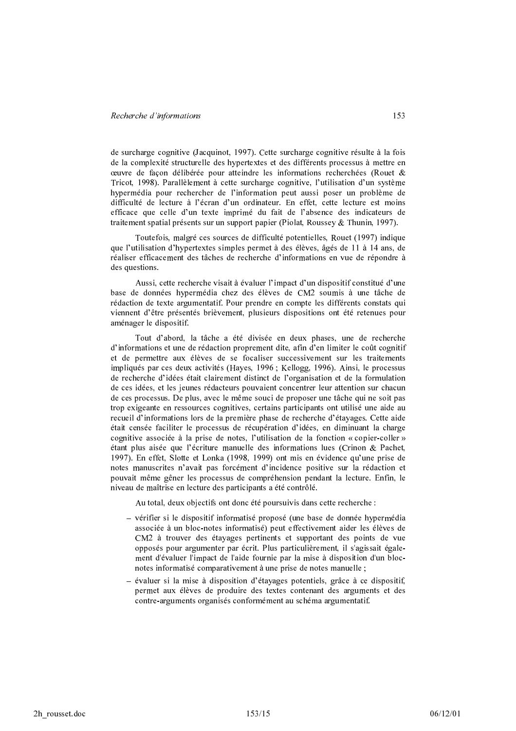de surcharge cognitive (Jacquinot, 1997). Cette surcharge cognitive résulte à la fois de la complexité structurelle des hypertextes et des différents processus à mettre en œuvre de façon délibérée pour atteindre les informations recherchées (Rouet & Tricot, 1998). Parallèlement à cette surcharge cognitive, l'utilisation d'un système hypermédia pour rechercher de l'information peut aussi poser un problème de difficulté de lecture à l'écran d'un ordinateur. En effet, cette lecture est moins efficace que celle d'un texte imprimé du fait de l'absence des indicateurs de traitement spatial présents sur un support papier (Piolat, Roussey & Thunin, 1997).

Toutefois, malgré ces sources de difficulté potentielles, Rouet (1997) indique que l'utilisation d'hypertextes simples permet à des élèves, âgés de 11 à 14 ans, de réaliser efficacement des tâches de recherche d'informations en vue de répondre à des questions.

Aussi, cette recherche visait à évaluer l'impact d'un dispositif constitué d'une base de données hypermédia chez des élèves de CM2 soumis à une tâche de rédaction de texte argumentatif. Pour prendre en compte les différents constats qui viennent d'être présentés brièvement, plusieurs dispositions ont été retenues pour aménager le dispositif.

Tout d'abord, la tâche a été divisée en deux phases, une de recherche d'informations et une de rédaction proprement dite, afin d'en limiter le coût cognitif et de permettre aux élèves de se focaliser successivement sur les traitements impliqués par ces deux activités (Hayes, 1996 ; Kellogg, 1996). Ainsi, le processus de recherche d'idées était clairement distinct de l'organisation et de la formulation de ces idées, et les jeunes rédacteurs pouvaient concentrer leur attention sur chacun de ces processus. De plus, avec le même souci de proposer une tâche qui ne soit pas trop exigeante en ressources cognitives, certains participants ont utilisé une aide au recueil d'informations lors de la première phase de recherche d'étayages. Cette aide était censée faciliter le processus de récupération d'idées, en diminuant la charge cognitive associée à la prise de notes, l'utilisation de la fonction « copier-coller » étant plus aisée que l'écriture manuelle des informations lues (Crinon & Pachet, 1997). En effet, Slotte et Lonka (1998, 1999) ont mis en évidence qu'une prise de notes manuscrites n'avait pas forcément d'incidence positive sur la rédaction et pouvait même gêner les processus de compréhension pendant la lecture. Enfin, le niveau de maîtrise en lecture des participants a été contrôlé.

Au total, deux objectifs ont donc été poursuivis dans cette recherche :

- vérifier si le dispositif informatisé proposé (une base de donnée hypermédia associée à un bloc-notes informatisé) peut effectivement aider les élèves de CM2 à trouver des étayages pertinents et supportant des points de vue opposés pour argumenter par écrit. Plus particulièrement, il s'agissait également d'évaluer l'impact de l'aide fournie par la mise à disposition d'un bloc-notes informatisé comparativement à une prise de notes manuelle ;
- évaluer si la mise à disposition d'étayages potentiels, grâce à ce dispositif, permet aux élèves de produire des textes contenant des arguments et des contre-arguments organisés conformément au schéma argumentatif.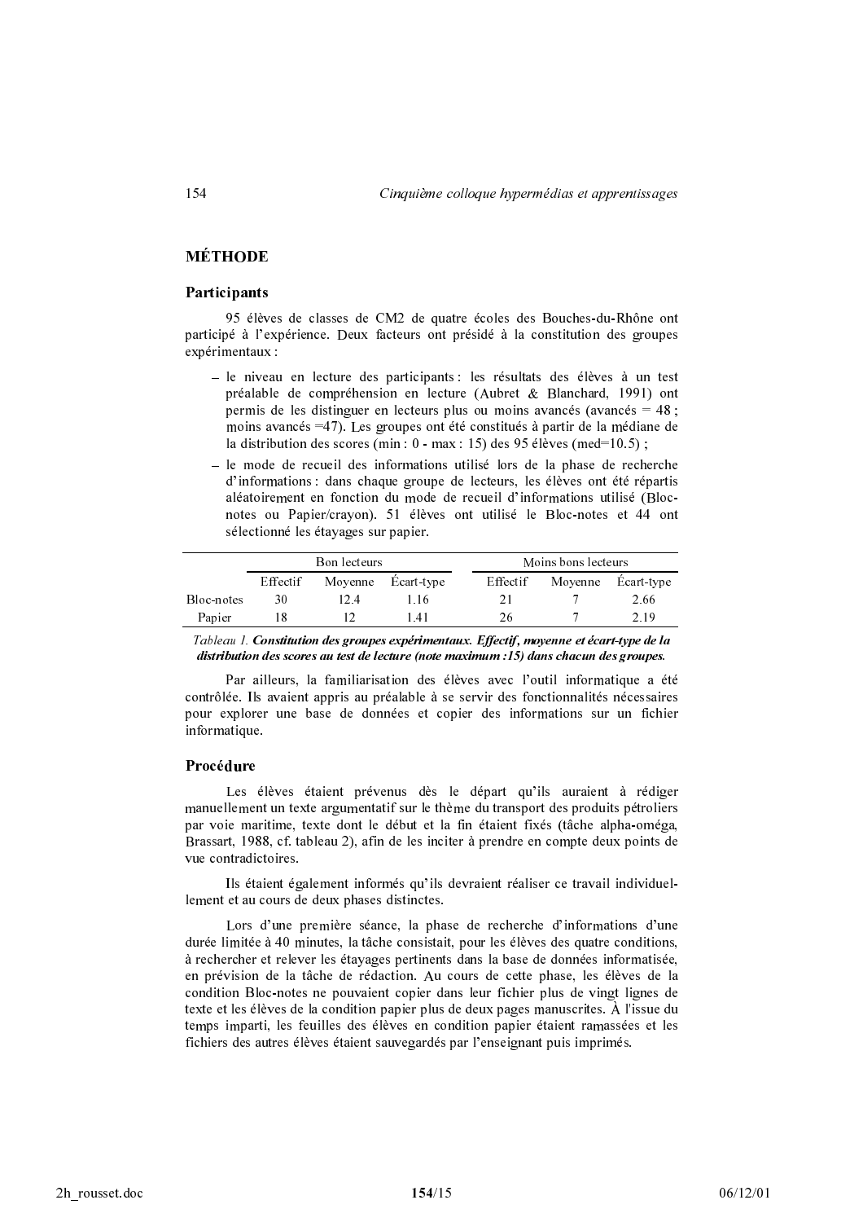## MÉTHODE

### Participants

95 élèves de classes de CM2 de quatre écoles des Bouches-du-Rhône ont participé à l'expérience. Deux facteurs ont présidé à la constitution des groupes expérimentaux :

- le niveau en lecture des participants : les résultats des élèves à un test préalable de compréhension en lecture (Aubret & Blanchard, 1991) ont permis de les distinguer en lecteurs plus ou moins avancés (avancés = 48 ; moins avancés =47). Les groupes ont été constitués à partir de la médiane de la distribution des scores (min : 0 - max : 15) des 95 élèves (med=10.5) ;
- le mode de recueil des informations utilisé lors de la phase de recherche d'informations : dans chaque groupe de lecteurs, les élèves ont été répartis aléatoirement en fonction du mode de recueil d'informations utilisé (Bloc-notes ou Papier/crayon). 51 élèves ont utilisé le Bloc-notes et 44 ont sélectionné les étayages sur papier.

| | Bon lecteurs | | | Moins bons lecteurs | | |
|---|---|---|---|---|---|---|
| | Effectif | Moyenne | Écart-type | Effectif | Moyenne | Écart-type |
| Bloc-notes | 30 | 12.4 | 1.16 | 21 | 7 | 2.66 |
| Papier | 18 | 12 | 1.41 | 26 | 7 | 2.19 |

*Tableau 1.* ***Constitution des groupes expérimentaux. Effectif, moyenne et écart-type de la distribution des scores au test de lecture (note maximum :15) dans chacun des groupes.***

Par ailleurs, la familiarisation des élèves avec l'outil informatique a été contrôlée. Ils avaient appris au préalable à se servir des fonctionnalités nécessaires pour explorer une base de données et copier des informations sur un fichier informatique.

### Procédure

Les élèves étaient prévenus dès le départ qu'ils auraient à rédiger manuellement un texte argumentatif sur le thème du transport des produits pétroliers par voie maritime, texte dont le début et la fin étaient fixés (tâche alpha-oméga, Brassart, 1988, cf. tableau 2), afin de les inciter à prendre en compte deux points de vue contradictoires.

Ils étaient également informés qu'ils devraient réaliser ce travail individuellement et au cours de deux phases distinctes.

Lors d'une première séance, la phase de recherche d'informations d'une durée limitée à 40 minutes, la tâche consistait, pour les élèves des quatre conditions, à rechercher et relever les étayages pertinents dans la base de données informatisée, en prévision de la tâche de rédaction. Au cours de cette phase, les élèves de la condition Bloc-notes ne pouvaient copier dans leur fichier plus de vingt lignes de texte et les élèves de la condition papier plus de deux pages manuscrites. À l'issue du temps imparti, les feuilles des élèves en condition papier étaient ramassées et les fichiers des autres élèves étaient sauvegardés par l'enseignant puis imprimés.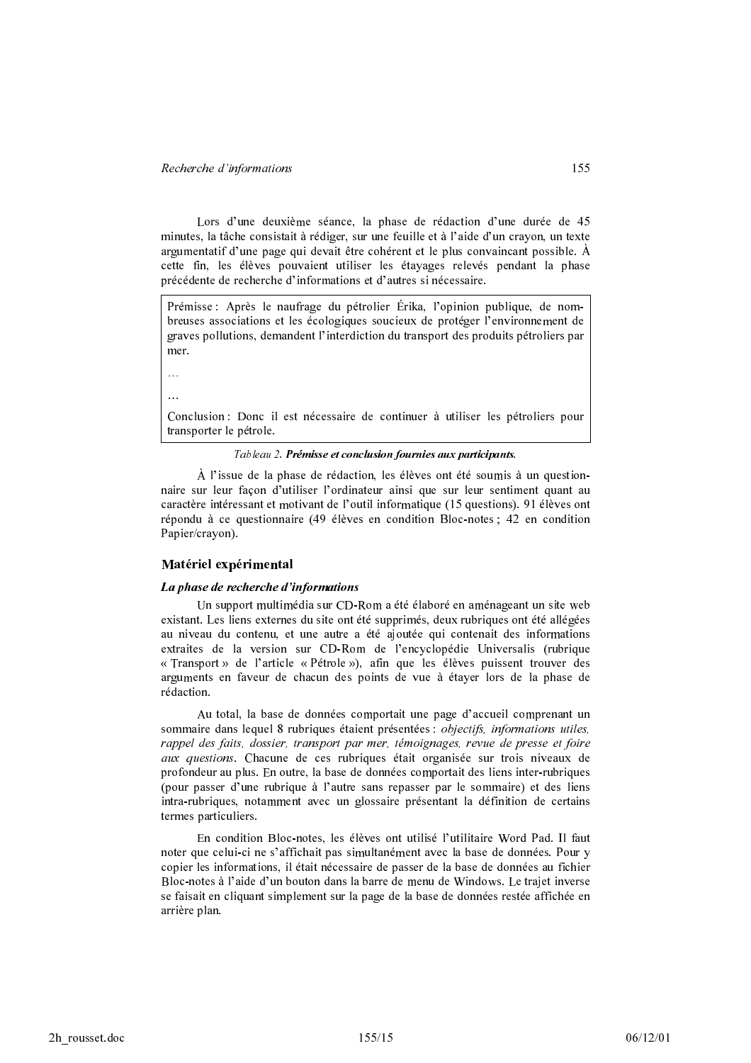Lors d'une deuxième séance, la phase de rédaction d'une durée de 45 minutes, la tâche consistait à rédiger, sur une feuille et à l'aide d'un crayon, un texte argumentatif d'une page qui devait être cohérent et le plus convaincant possible. À cette fin, les élèves pouvaient utiliser les étayages relevés pendant la phase précédente de recherche d'informations et d'autres si nécessaire.

| Prémisse : Après le naufrage du pétrolier Érika, l'opinion publique, de nombreuses associations et les écologiques soucieux de protéger l'environnement de graves pollutions, demandent l'interdiction du transport des produits pétroliers par mer. |
|---|
| … |
| … |
| Conclusion : Donc il est nécessaire de continuer à utiliser les pétroliers pour transporter le pétrole. |

*Tableau 2.* ***Prémisse et conclusion fournies aux participants.***

À l'issue de la phase de rédaction, les élèves ont été soumis à un questionnaire sur leur façon d'utiliser l'ordinateur ainsi que sur leur sentiment quant au caractère intéressant et motivant de l'outil informatique (15 questions). 91 élèves ont répondu à ce questionnaire (49 élèves en condition Bloc-notes ; 42 en condition Papier/crayon).

## Matériel expérimental

### *La phase de recherche d'informations*

Un support multimédia sur CD-Rom a été élaboré en aménageant un site web existant. Les liens externes du site ont été supprimés, deux rubriques ont été allégées au niveau du contenu, et une autre a été ajoutée qui contenait des informations extraites de la version sur CD-Rom de l'encyclopédie Universalis (rubrique « Transport » de l'article « Pétrole »), afin que les élèves puissent trouver des arguments en faveur de chacun des points de vue à étayer lors de la phase de rédaction.

Au total, la base de données comportait une page d'accueil comprenant un sommaire dans lequel 8 rubriques étaient présentées : *objectifs, informations utiles, rappel des faits, dossier, transport par mer, témoignages, revue de presse et foire aux questions*. Chacune de ces rubriques était organisée sur trois niveaux de profondeur au plus. En outre, la base de données comportait des liens inter-rubriques (pour passer d'une rubrique à l'autre sans repasser par le sommaire) et des liens intra-rubriques, notamment avec un glossaire présentant la définition de certains termes particuliers.

En condition Bloc-notes, les élèves ont utilisé l'utilitaire Word Pad. Il faut noter que celui-ci ne s'affichait pas simultanément avec la base de données. Pour y copier les informations, il était nécessaire de passer de la base de données au fichier Bloc-notes à l'aide d'un bouton dans la barre de menu de Windows. Le trajet inverse se faisait en cliquant simplement sur la page de la base de données restée affichée en arrière plan.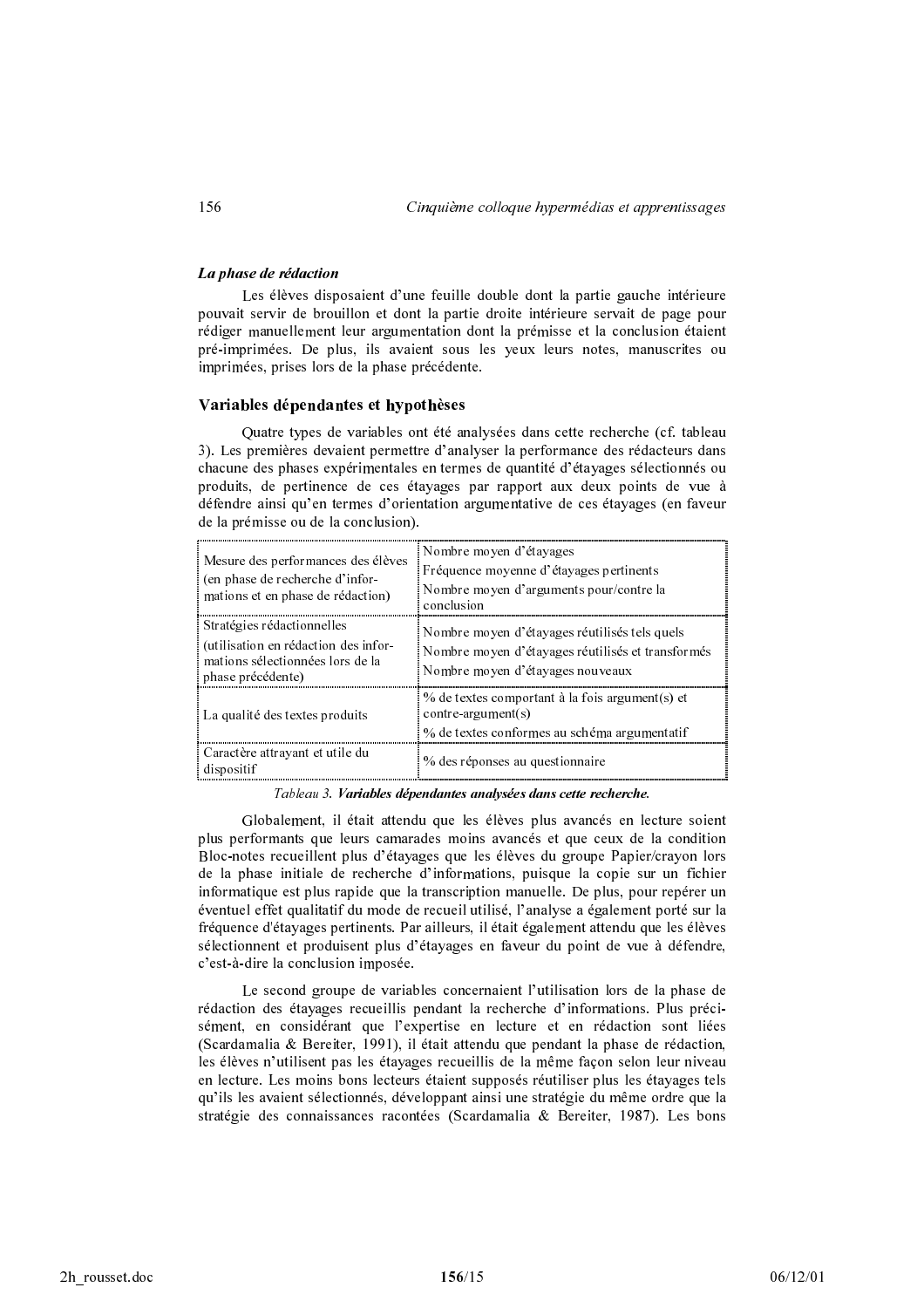*La phase de rédaction*

Les élèves disposaient d'une feuille double dont la partie gauche intérieure pouvait servir de brouillon et dont la partie droite intérieure servait de page pour rédiger manuellement leur argumentation dont la prémisse et la conclusion étaient pré-imprimées. De plus, ils avaient sous les yeux leurs notes, manuscrites ou imprimées, prises lors de la phase précédente.

### Variables dépendantes et hypothèses

Quatre types de variables ont été analysées dans cette recherche (cf. tableau 3). Les premières devaient permettre d'analyser la performance des rédacteurs dans chacune des phases expérimentales en termes de quantité d'étayages sélectionnés ou produits, de pertinence de ces étayages par rapport aux deux points de vue à défendre ainsi qu'en termes d'orientation argumentative de ces étayages (en faveur de la prémisse ou de la conclusion).

| | |
|---|---|
| Mesure des performances des élèves (en phase de recherche d'informations et en phase de rédaction) | Nombre moyen d'étayages<br>Fréquence moyenne d'étayages pertinents<br>Nombre moyen d'arguments pour/contre la conclusion |
| Stratégies rédactionnelles (utilisation en rédaction des informations sélectionnées lors de la phase précédente) | Nombre moyen d'étayages réutilisés tels quels<br>Nombre moyen d'étayages réutilisés et transformés<br>Nombre moyen d'étayages nouveaux |
| La qualité des textes produits | % de textes comportant à la fois argument(s) et contre-argument(s)<br>% de textes conformes au schéma argumentatif |
| Caractère attrayant et utile du dispositif | % des réponses au questionnaire |

*Tableau 3.* ***Variables dépendantes analysées dans cette recherche.***

Globalement, il était attendu que les élèves plus avancés en lecture soient plus performants que leurs camarades moins avancés et que ceux de la condition Bloc-notes recueillent plus d'étayages que les élèves du groupe Papier/crayon lors de la phase initiale de recherche d'informations, puisque la copie sur un fichier informatique est plus rapide que la transcription manuelle. De plus, pour repérer un éventuel effet qualitatif du mode de recueil utilisé, l'analyse a également porté sur la fréquence d'étayages pertinents. Par ailleurs, il était également attendu que les élèves sélectionnent et produisent plus d'étayages en faveur du point de vue à défendre, c'est-à-dire la conclusion imposée.

Le second groupe de variables concernaient l'utilisation lors de la phase de rédaction des étayages recueillis pendant la recherche d'informations. Plus précisément, en considérant que l'expertise en lecture et en rédaction sont liées (Scardamalia & Bereiter, 1991), il était attendu que pendant la phase de rédaction, les élèves n'utilisent pas les étayages recueillis de la même façon selon leur niveau en lecture. Les moins bons lecteurs étaient supposés réutiliser plus les étayages tels qu'ils les avaient sélectionnés, développant ainsi une stratégie du même ordre que la stratégie des connaissances racontées (Scardamalia & Bereiter, 1987). Les bons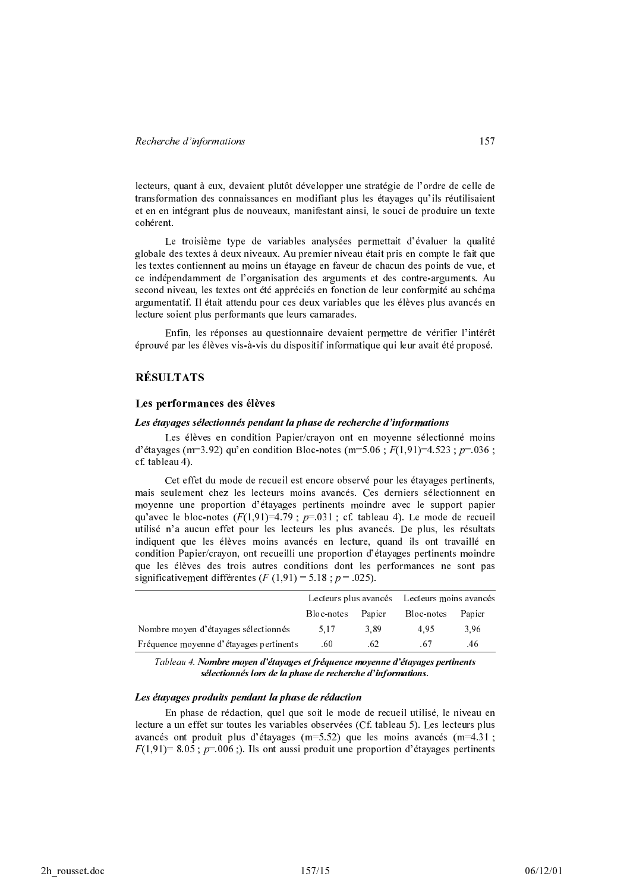lecteurs, quant à eux, devaient plutôt développer une stratégie de l'ordre de celle de transformation des connaissances en modifiant plus les étayages qu'ils réutilisaient et en en intégrant plus de nouveaux, manifestant ainsi, le souci de produire un texte cohérent.

Le troisième type de variables analysées permettait d'évaluer la qualité globale des textes à deux niveaux. Au premier niveau était pris en compte le fait que les textes contiennent au moins un étayage en faveur de chacun des points de vue, et ce indépendamment de l'organisation des arguments et des contre-arguments. Au second niveau, les textes ont été appréciés en fonction de leur conformité au schéma argumentatif. Il était attendu pour ces deux variables que les élèves plus avancés en lecture soient plus performants que leurs camarades.

Enfin, les réponses au questionnaire devaient permettre de vérifier l'intérêt éprouvé par les élèves vis-à-vis du dispositif informatique qui leur avait été proposé.

## RÉSULTATS

### Les performances des élèves

#### *Les étayages sélectionnés pendant la phase de recherche d'informations*

Les élèves en condition Papier/crayon ont en moyenne sélectionné moins d'étayages (m=3.92) qu'en condition Bloc-notes (m=5.06 ; $F(1,91)=4.523$ ; $p=.036$ ; cf. tableau 4).

Cet effet du mode de recueil est encore observé pour les étayages pertinents, mais seulement chez les lecteurs moins avancés. Ces derniers sélectionnent en moyenne une proportion d'étayages pertinents moindre avec le support papier qu'avec le bloc-notes ($F(1,91)=4.79$ ; $p=.031$ ; cf. tableau 4). Le mode de recueil utilisé n'a aucun effet pour les lecteurs les plus avancés. De plus, les résultats indiquent que les élèves moins avancés en lecture, quand ils ont travaillé en condition Papier/crayon, ont recueilli une proportion d'étayages pertinents moindre que les élèves des trois autres conditions dont les performances ne sont pas significativement différentes ($F(1,91) = 5.18$ ; $p = .025$).

| | Lecteurs plus avancés | | Lecteurs moins avancés | |
|---|---|---|---|---|
| | Bloc-notes | Papier | Bloc-notes | Papier |
| Nombre moyen d'étayages sélectionnés | 5,17 | 3,89 | 4,95 | 3,96 |
| Fréquence moyenne d'étayages pertinents | .60 | .62 | .67 | .46 |

*Tableau 4.* ***Nombre moyen d'étayages et fréquence moyenne d'étayages pertinents sélectionnés lors de la phase de recherche d'informations.***

#### *Les étayages produits pendant la phase de rédaction*

En phase de rédaction, quel que soit le mode de recueil utilisé, le niveau en lecture a un effet sur toutes les variables observées (Cf. tableau 5). Les lecteurs plus avancés ont produit plus d'étayages (m=5.52) que les moins avancés (m=4.31 ; $F(1,91)= 8.05$ ; $p=.006$ ;). Ils ont aussi produit une proportion d'étayages pertinents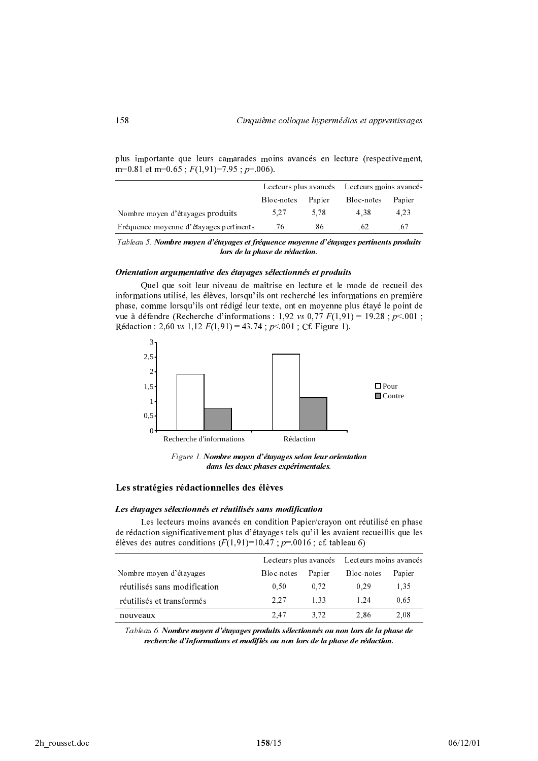plus importante que leurs camarades moins avancés en lecture (respectivement, m=0.81 et m=0.65 ; $F(1,91)=7.95$ ; $p=.006$).

| | Lecteurs plus avancés | | Lecteurs moins avancés | |
|---|---|---|---|---|
| | Bloc-notes | Papier | Bloc-notes | Papier |
| Nombre moyen d'étayages produits | 5,27 | 5,78 | 4,38 | 4,23 |
| Fréquence moyenne d'étayages pertinents | .76 | .86 | .62 | .67 |

*Tableau 5.* **Nombre moyen d'étayages et fréquence moyenne d'étayages pertinents produits lors de la phase de rédaction.**

### *Orientation argumentative des étayages sélectionnés et produits*

Quel que soit leur niveau de maîtrise en lecture et le mode de recueil des informations utilisé, les élèves, lorsqu'ils ont recherché les informations en première phase, comme lorsqu'ils ont rédigé leur texte, ont en moyenne plus étayé le point de vue à défendre (Recherche d'informations : 1,92 *vs* 0,77 $F(1,91) = 19.28$ ; $p<.001$ ; Rédaction : 2,60 *vs* 1,12 $F(1,91) = 43.74$ ; $p<.001$ ; Cf. Figure 1).

*Figure 1.* **Nombre moyen d'étayages selon leur orientation dans les deux phases expérimentales.**

## Les stratégies rédactionnelles des élèves

### *Les étayages sélectionnés et réutilisés sans modification*

Les lecteurs moins avancés en condition Papier/crayon ont réutilisé en phase de rédaction significativement plus d'étayages tels qu'il les avaient recueillis que les élèves des autres conditions ($F(1,91)=10.47$ ; $p=.0016$ ; cf. tableau 6)

| | Lecteurs plus avancés | | Lecteurs moins avancés | |
|---|---|---|---|---|
| Nombre moyen d'étayages | Bloc-notes | Papier | Bloc-notes | Papier |
| réutilisés sans modification | 0,50 | 0,72 | 0,29 | 1,35 |
| réutilisés et transformés | 2,27 | 1,33 | 1,24 | 0,65 |
| nouveaux | 2,47 | 3,72 | 2,86 | 2,08 |

*Tableau 6.* **Nombre moyen d'étayages produits sélectionnés ou non lors de la phase de recherche d'informations et modifiés ou non lors de la phase de rédaction.**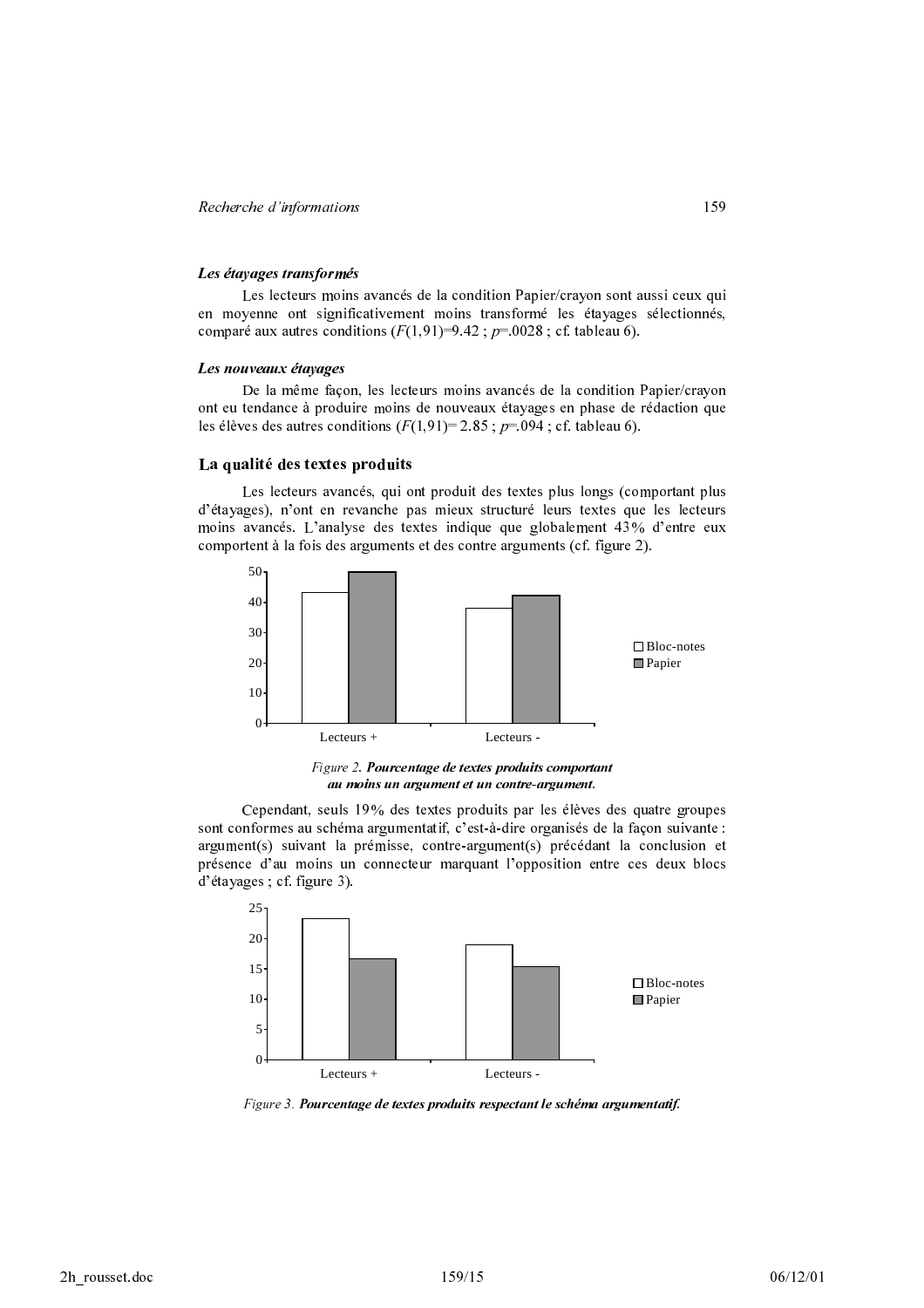#### *Les étayages transformés*

Les lecteurs moins avancés de la condition Papier/crayon sont aussi ceux qui en moyenne ont significativement moins transformé les étayages sélectionnés, comparé aux autres conditions ($F(1,91)=9.42$ ; $p=.0028$ ; cf. tableau 6).

#### *Les nouveaux étayages*

De la même façon, les lecteurs moins avancés de la condition Papier/crayon ont eu tendance à produire moins de nouveaux étayages en phase de rédaction que les élèves des autres conditions ($F(1,91)= 2.85$ ; $p=.094$ ; cf. tableau 6).

### La qualité des textes produits

Les lecteurs avancés, qui ont produit des textes plus longs (comportant plus d'étayages), n'ont en revanche pas mieux structuré leurs textes que les lecteurs moins avancés. L'analyse des textes indique que globalement 43% d'entre eux comportent à la fois des arguments et des contre arguments (cf. figure 2).

*Figure 2.* ***Pourcentage de textes produits comportant au moins un argument et un contre-argument.***

Cependant, seuls 19% des textes produits par les élèves des quatre groupes sont conformes au schéma argumentatif, c'est-à-dire organisés de la façon suivante : argument(s) suivant la prémisse, contre-argument(s) précédant la conclusion et présence d'au moins un connecteur marquant l'opposition entre ces deux blocs d'étayages ; cf. figure 3).

*Figure 3.* ***Pourcentage de textes produits respectant le schéma argumentatif.***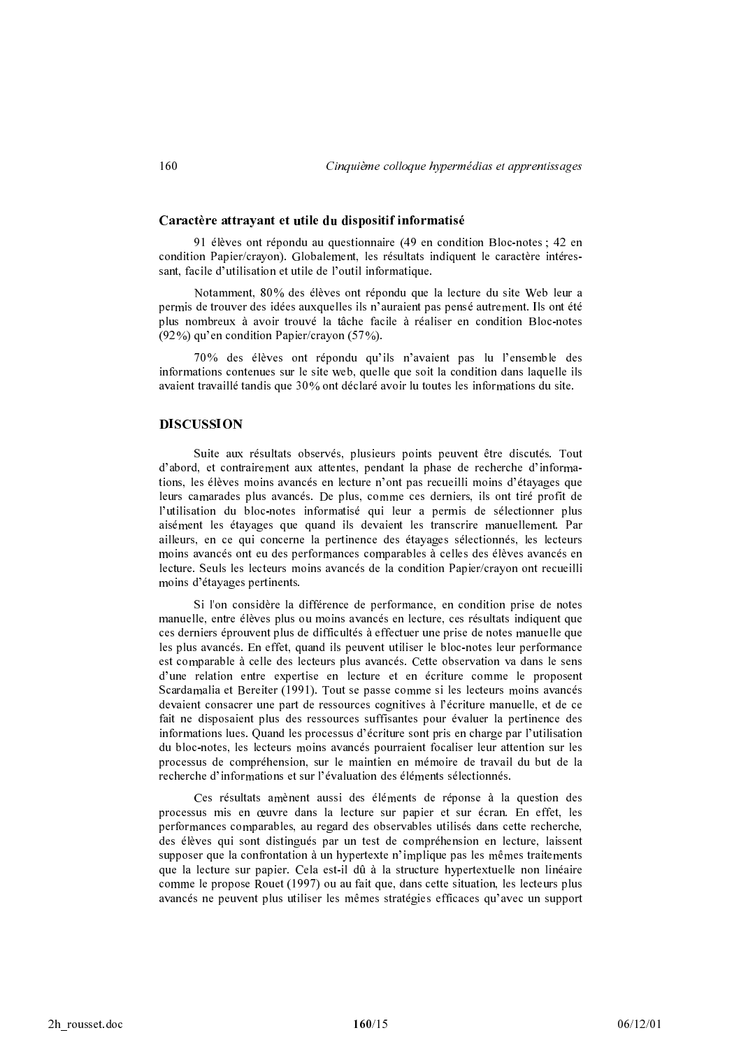### Caractère attrayant et utile du dispositif informatisé

91 élèves ont répondu au questionnaire (49 en condition Bloc-notes ; 42 en condition Papier/crayon). Globalement, les résultats indiquent le caractère intéressant, facile d'utilisation et utile de l'outil informatique.

Notamment, 80% des élèves ont répondu que la lecture du site Web leur a permis de trouver des idées auxquelles ils n'auraient pas pensé autrement. Ils ont été plus nombreux à avoir trouvé la tâche facile à réaliser en condition Bloc-notes (92%) qu'en condition Papier/crayon (57%).

70% des élèves ont répondu qu'ils n'avaient pas lu l'ensemble des informations contenues sur le site web, quelle que soit la condition dans laquelle ils avaient travaillé tandis que 30% ont déclaré avoir lu toutes les informations du site.

## DISCUSSION

Suite aux résultats observés, plusieurs points peuvent être discutés. Tout d'abord, et contrairement aux attentes, pendant la phase de recherche d'informations, les élèves moins avancés en lecture n'ont pas recueilli moins d'étayages que leurs camarades plus avancés. De plus, comme ces derniers, ils ont tiré profit de l'utilisation du bloc-notes informatisé qui leur a permis de sélectionner plus aisément les étayages que quand ils devaient les transcrire manuellement. Par ailleurs, en ce qui concerne la pertinence des étayages sélectionnés, les lecteurs moins avancés ont eu des performances comparables à celles des élèves avancés en lecture. Seuls les lecteurs moins avancés de la condition Papier/crayon ont recueilli moins d'étayages pertinents.

Si l'on considère la différence de performance, en condition prise de notes manuelle, entre élèves plus ou moins avancés en lecture, ces résultats indiquent que ces derniers éprouvent plus de difficultés à effectuer une prise de notes manuelle que les plus avancés. En effet, quand ils peuvent utiliser le bloc-notes leur performance est comparable à celle des lecteurs plus avancés. Cette observation va dans le sens d'une relation entre expertise en lecture et en écriture comme le proposent Scardamalia et Bereiter (1991). Tout se passe comme si les lecteurs moins avancés devaient consacrer une part de ressources cognitives à l'écriture manuelle, et de ce fait ne disposaient plus des ressources suffisantes pour évaluer la pertinence des informations lues. Quand les processus d'écriture sont pris en charge par l'utilisation du bloc-notes, les lecteurs moins avancés pourraient focaliser leur attention sur les processus de compréhension, sur le maintien en mémoire de travail du but de la recherche d'informations et sur l'évaluation des éléments sélectionnés.

Ces résultats amènent aussi des éléments de réponse à la question des processus mis en œuvre dans la lecture sur papier et sur écran. En effet, les performances comparables, au regard des observables utilisés dans cette recherche, des élèves qui sont distingués par un test de compréhension en lecture, laissent supposer que la confrontation à un hypertexte n'implique pas les mêmes traitements que la lecture sur papier. Cela est-il dû à la structure hypertextuelle non linéaire comme le propose Rouet (1997) ou au fait que, dans cette situation, les lecteurs plus avancés ne peuvent plus utiliser les mêmes stratégies efficaces qu'avec un support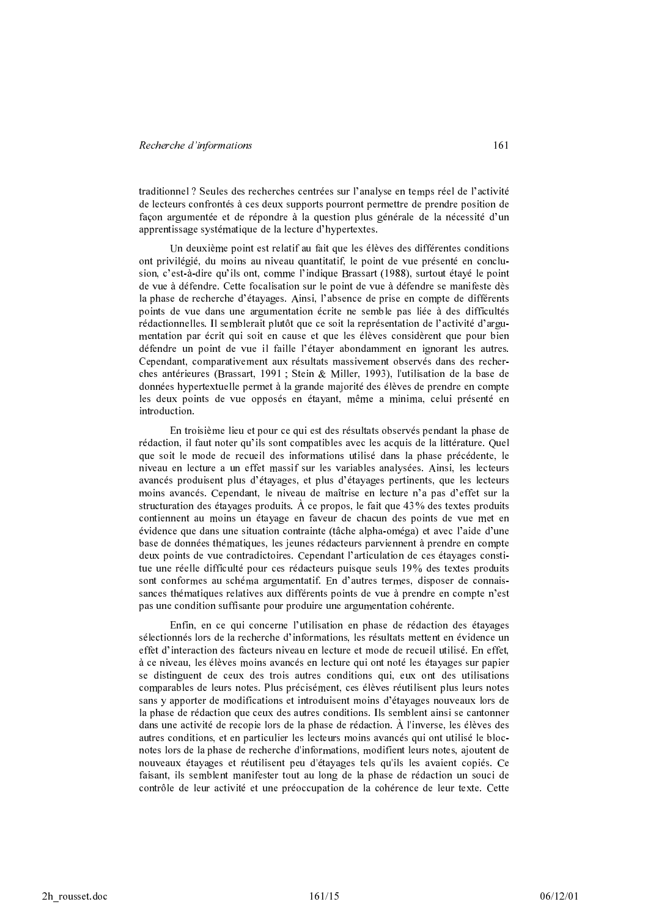traditionnel ? Seules des recherches centrées sur l'analyse en temps réel de l'activité de lecteurs confrontés à ces deux supports pourront permettre de prendre position de façon argumentée et de répondre à la question plus générale de la nécessité d'un apprentissage systématique de la lecture d'hypertextes.

Un deuxième point est relatif au fait que les élèves des différentes conditions ont privilégié, du moins au niveau quantitatif, le point de vue présenté en conclusion, c'est-à-dire qu'ils ont, comme l'indique Brassart (1988), surtout étayé le point de vue à défendre. Cette focalisation sur le point de vue à défendre se manifeste dès la phase de recherche d'étayages. Ainsi, l'absence de prise en compte de différents points de vue dans une argumentation écrite ne semble pas liée à des difficultés rédactionnelles. Il semblerait plutôt que ce soit la représentation de l'activité d'argumentation par écrit qui soit en cause et que les élèves considèrent que pour bien défendre un point de vue il faille l'étayer abondamment en ignorant les autres. Cependant, comparativement aux résultats massivement observés dans des recherches antérieures (Brassart, 1991 ; Stein & Miller, 1993), l'utilisation de la base de données hypertextuelle permet à la grande majorité des élèves de prendre en compte les deux points de vue opposés en étayant, même a minima, celui présenté en introduction.

En troisième lieu et pour ce qui est des résultats observés pendant la phase de rédaction, il faut noter qu'ils sont compatibles avec les acquis de la littérature. Quel que soit le mode de recueil des informations utilisé dans la phase précédente, le niveau en lecture a un effet massif sur les variables analysées. Ainsi, les lecteurs avancés produisent plus d'étayages, et plus d'étayages pertinents, que les lecteurs moins avancés. Cependant, le niveau de maîtrise en lecture n'a pas d'effet sur la structuration des étayages produits. À ce propos, le fait que 43% des textes produits contiennent au moins un étayage en faveur de chacun des points de vue met en évidence que dans une situation contrainte (tâche alpha-oméga) et avec l'aide d'une base de données thématiques, les jeunes rédacteurs parviennent à prendre en compte deux points de vue contradictoires. Cependant l'articulation de ces étayages constitue une réelle difficulté pour ces rédacteurs puisque seuls 19% des textes produits sont conformes au schéma argumentatif. En d'autres termes, disposer de connaissances thématiques relatives aux différents points de vue à prendre en compte n'est pas une condition suffisante pour produire une argumentation cohérente.

Enfin, en ce qui concerne l'utilisation en phase de rédaction des étayages sélectionnés lors de la recherche d'informations, les résultats mettent en évidence un effet d'interaction des facteurs niveau en lecture et mode de recueil utilisé. En effet, à ce niveau, les élèves moins avancés en lecture qui ont noté les étayages sur papier se distinguent de ceux des trois autres conditions qui, eux ont des utilisations comparables de leurs notes. Plus précisément, ces élèves réutilisent plus leurs notes sans y apporter de modifications et introduisent moins d'étayages nouveaux lors de la phase de rédaction que ceux des autres conditions. Ils semblent ainsi se cantonner dans une activité de recopie lors de la phase de rédaction. À l'inverse, les élèves des autres conditions, et en particulier les lecteurs moins avancés qui ont utilisé le bloc-notes lors de la phase de recherche d'informations, modifient leurs notes, ajoutent de nouveaux étayages et réutilisent peu d'étayages tels qu'ils les avaient copiés. Ce faisant, ils semblent manifester tout au long de la phase de rédaction un souci de contrôle de leur activité et une préoccupation de la cohérence de leur texte. Cette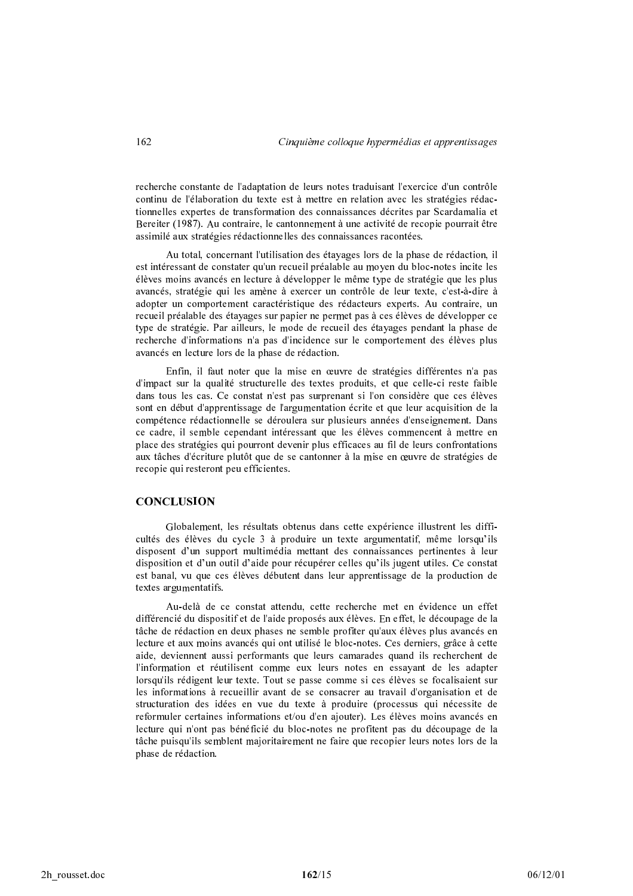recherche constante de l'adaptation de leurs notes traduisant l'exercice d'un contrôle continu de l'élaboration du texte est à mettre en relation avec les stratégies rédactionnelles expertes de transformation des connaissances décrites par Scardamalia et Bereiter (1987). Au contraire, le cantonnement à une activité de recopie pourrait être assimilé aux stratégies rédactionnelles des connaissances racontées.

Au total, concernant l'utilisation des étayages lors de la phase de rédaction, il est intéressant de constater qu'un recueil préalable au moyen du bloc-notes incite les élèves moins avancés en lecture à développer le même type de stratégie que les plus avancés, stratégie qui les amène à exercer un contrôle de leur texte, c'est-à-dire à adopter un comportement caractéristique des rédacteurs experts. Au contraire, un recueil préalable des étayages sur papier ne permet pas à ces élèves de développer ce type de stratégie. Par ailleurs, le mode de recueil des étayages pendant la phase de recherche d'informations n'a pas d'incidence sur le comportement des élèves plus avancés en lecture lors de la phase de rédaction.

Enfin, il faut noter que la mise en œuvre de stratégies différentes n'a pas d'impact sur la qualité structurelle des textes produits, et que celle-ci reste faible dans tous les cas. Ce constat n'est pas surprenant si l'on considère que ces élèves sont en début d'apprentissage de l'argumentation écrite et que leur acquisition de la compétence rédactionnelle se déroulera sur plusieurs années d'enseignement. Dans ce cadre, il semble cependant intéressant que les élèves commencent à mettre en place des stratégies qui pourront devenir plus efficaces au fil de leurs confrontations aux tâches d'écriture plutôt que de se cantonner à la mise en œuvre de stratégies de recopie qui resteront peu efficientes.

## CONCLUSION

Globalement, les résultats obtenus dans cette expérience illustrent les difficultés des élèves du cycle 3 à produire un texte argumentatif, même lorsqu'ils disposent d'un support multimédia mettant des connaissances pertinentes à leur disposition et d'un outil d'aide pour récupérer celles qu'ils jugent utiles. Ce constat est banal, vu que ces élèves débutent dans leur apprentissage de la production de textes argumentatifs.

Au-delà de ce constat attendu, cette recherche met en évidence un effet différencié du dispositif et de l'aide proposés aux élèves. En effet, le découpage de la tâche de rédaction en deux phases ne semble profiter qu'aux élèves plus avancés en lecture et aux moins avancés qui ont utilisé le bloc-notes. Ces derniers, grâce à cette aide, deviennent aussi performants que leurs camarades quand ils recherchent de l'information et réutilisent comme eux leurs notes en essayant de les adapter lorsqu'ils rédigent leur texte. Tout se passe comme si ces élèves se focalisaient sur les informations à recueillir avant de se consacrer au travail d'organisation et de structuration des idées en vue du texte à produire (processus qui nécessite de reformuler certaines informations et/ou d'en ajouter). Les élèves moins avancés en lecture qui n'ont pas bénéficié du bloc-notes ne profitent pas du découpage de la tâche puisqu'ils semblent majoritairement ne faire que recopier leurs notes lors de la phase de rédaction.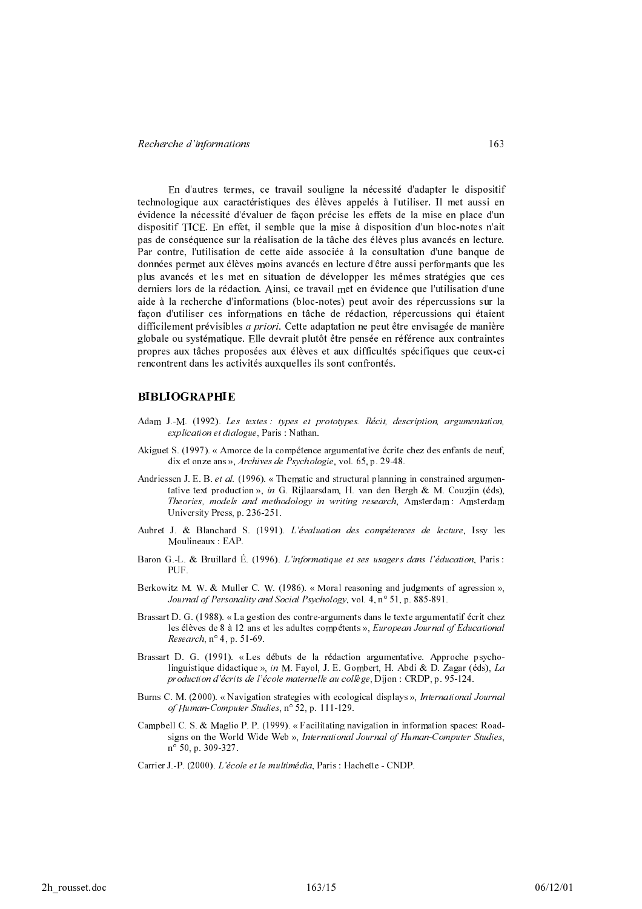En d'autres termes, ce travail souligne la nécessité d'adapter le dispositif technologique aux caractéristiques des élèves appelés à l'utiliser. Il met aussi en évidence la nécessité d'évaluer de façon précise les effets de la mise en place d'un dispositif TICE. En effet, il semble que la mise à disposition d'un bloc-notes n'ait pas de conséquence sur la réalisation de la tâche des élèves plus avancés en lecture. Par contre, l'utilisation de cette aide associée à la consultation d'une banque de données permet aux élèves moins avancés en lecture d'être aussi performants que les plus avancés et les met en situation de développer les mêmes stratégies que ces derniers lors de la rédaction. Ainsi, ce travail met en évidence que l'utilisation d'une aide à la recherche d'informations (bloc-notes) peut avoir des répercussions sur la façon d'utiliser ces informations en tâche de rédaction, répercussions qui étaient difficilement prévisibles *a priori*. Cette adaptation ne peut être envisagée de manière globale ou systématique. Elle devrait plutôt être pensée en référence aux contraintes propres aux tâches proposées aux élèves et aux difficultés spécifiques que ceux-ci rencontrent dans les activités auxquelles ils sont confrontés.

## BIBLIOGRAPHIE

Adam J.-M. (1992). *Les textes : types et prototypes. Récit, description, argumentation, explication et dialogue*, Paris : Nathan.

Akiguet S. (1997). « Amorce de la compétence argumentative écrite chez des enfants de neuf, dix et onze ans », *Archives de Psychologie*, vol. 65, p. 29-48.

Andriessen J. E. B. *et al.* (1996). « Thematic and structural planning in constrained argumentative text production », *in* G. Rijlaarsdam, H. van den Bergh & M. Couzjin (éds), *Theories, models and methodology in writing research*, Amsterdam : Amsterdam University Press, p. 236-251.

Aubret J. & Blanchard S. (1991). *L'évaluation des compétences de lecture*, Issy les Moulineaux : EAP.

Baron G.-L. & Bruillard É. (1996). *L'informatique et ses usagers dans l'éducation*, Paris : PUF.

Berkowitz M. W. & Muller C. W. (1986). « Moral reasoning and judgments of agression », *Journal of Personality and Social Psychology*, vol. 4, n° 51, p. 885-891.

Brassart D. G. (1988). « La gestion des contre-arguments dans le texte argumentatif écrit chez les élèves de 8 à 12 ans et les adultes compétents », *European Journal of Educational Research*, n° 4, p. 51-69.

Brassart D. G. (1991). « Les débuts de la rédaction argumentative. Approche psycholinguistique didactique », *in* M. Fayol, J. E. Gombert, H. Abdi & D. Zagar (éds), *La production d'écrits de l'école maternelle au collège*, Dijon : CRDP, p. 95-124.

Burns C. M. (2000). « Navigation strategies with ecological displays », *International Journal of Human-Computer Studies*, n° 52, p. 111-129.

Campbell C. S. & Maglio P. P. (1999). « Facilitating navigation in information spaces: Roadsigns on the World Wide Web », *International Journal of Human-Computer Studies*, n° 50, p. 309-327.

Carrier J.-P. (2000). *L'école et le multimédia*, Paris : Hachette - CNDP.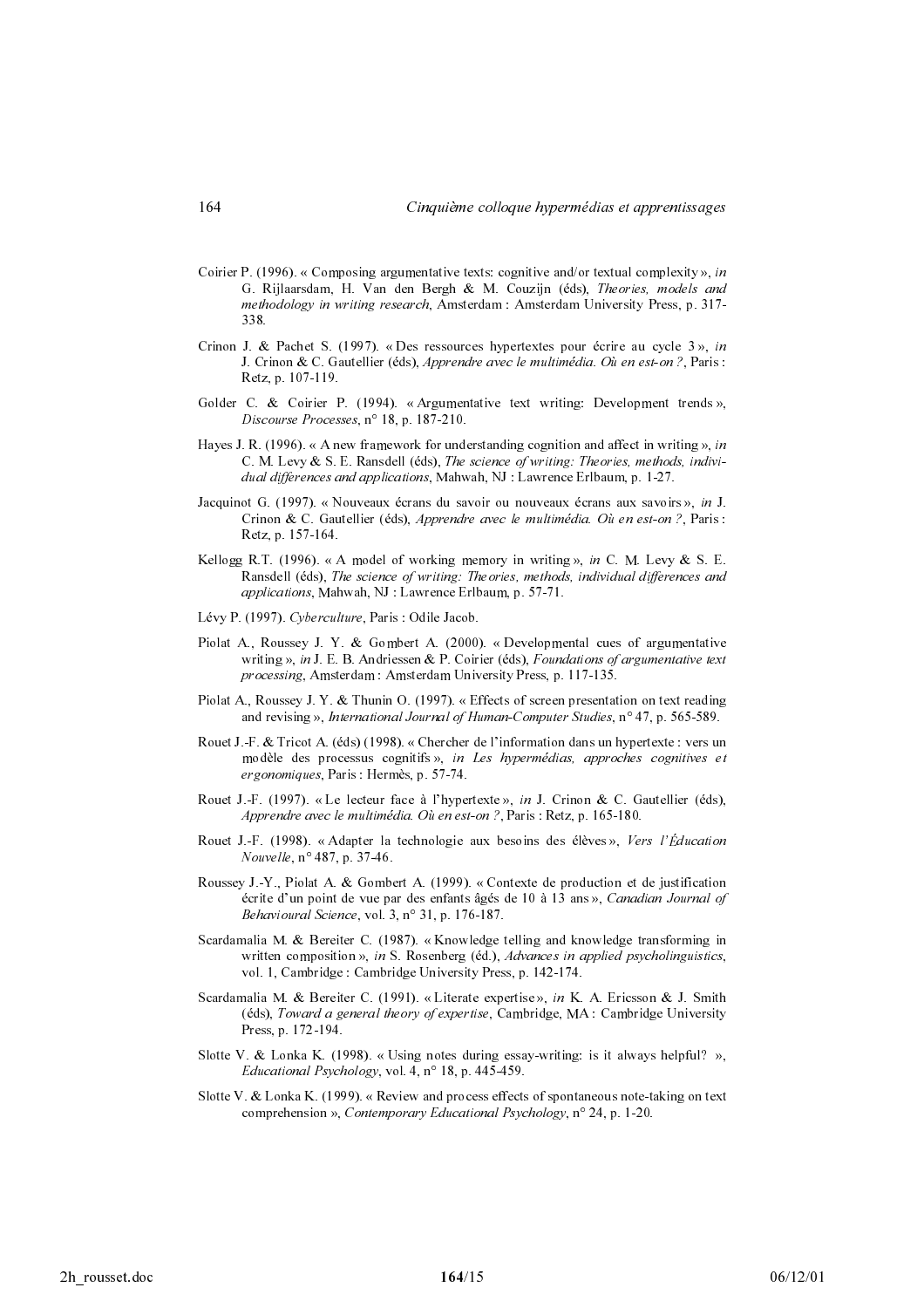Coirier P. (1996). « Composing argumentative texts: cognitive and/or textual complexity », *in* G. Rijlaarsdam, H. Van den Bergh & M. Couzijn (éds), *Theories, models and methodology in writing research*, Amsterdam : Amsterdam University Press, p. 317-338.

Crinon J. & Pachet S. (1997). « Des ressources hypertextes pour écrire au cycle 3 », *in* J. Crinon & C. Gautellier (éds), *Apprendre avec le multimédia. Où en est-on ?*, Paris : Retz, p. 107-119.

Golder C. & Coirier P. (1994). « Argumentative text writing: Development trends », *Discourse Processes*, n° 18, p. 187-210.

Hayes J. R. (1996). « A new framework for understanding cognition and affect in writing », *in* C. M. Levy & S. E. Ransdell (éds), *The science of writing: Theories, methods, individual differences and applications*, Mahwah, NJ : Lawrence Erlbaum, p. 1-27.

Jacquinot G. (1997). « Nouveaux écrans du savoir ou nouveaux écrans aux savoirs », *in* J. Crinon & C. Gautellier (éds), *Apprendre avec le multimédia. Où en est-on ?*, Paris : Retz, p. 157-164.

Kellogg R.T. (1996). « A model of working memory in writing », *in* C. M. Levy & S. E. Ransdell (éds), *The science of writing: Theories, methods, individual differences and applications*, Mahwah, NJ : Lawrence Erlbaum, p. 57-71.

Lévy P. (1997). *Cyberculture*, Paris : Odile Jacob.

Piolat A., Roussey J. Y. & Gombert A. (2000). « Developmental cues of argumentative writing », *in* J. E. B. Andriessen & P. Coirier (éds), *Foundations of argumentative text processing*, Amsterdam : Amsterdam University Press, p. 117-135.

Piolat A., Roussey J. Y. & Thunin O. (1997). « Effects of screen presentation on text reading and revising », *International Journal of Human-Computer Studies*, n° 47, p. 565-589.

Rouet J.-F. & Tricot A. (éds) (1998). « Chercher de l'information dans un hypertexte : vers un modèle des processus cognitifs », *in Les hypermédias, approches cognitives et ergonomiques*, Paris : Hermès, p. 57-74.

Rouet J.-F. (1997). « Le lecteur face à l'hypertexte », *in* J. Crinon & C. Gautellier (éds), *Apprendre avec le multimédia. Où en est-on ?*, Paris : Retz, p. 165-180.

Rouet J.-F. (1998). « Adapter la technologie aux besoins des élèves », *Vers l'Éducation Nouvelle*, n° 487, p. 37-46.

Roussey J.-Y., Piolat A. & Gombert A. (1999). « Contexte de production et de justification écrite d'un point de vue par des enfants âgés de 10 à 13 ans », *Canadian Journal of Behavioural Science*, vol. 3, n° 31, p. 176-187.

Scardamalia M. & Bereiter C. (1987). « Knowledge telling and knowledge transforming in written composition », *in* S. Rosenberg (éd.), *Advances in applied psycholinguistics*, vol. 1, Cambridge : Cambridge University Press, p. 142-174.

Scardamalia M. & Bereiter C. (1991). « Literate expertise », *in* K. A. Ericsson & J. Smith (éds), *Toward a general theory of expertise*, Cambridge, MA : Cambridge University Press, p. 172-194.

Slotte V. & Lonka K. (1998). « Using notes during essay-writing: is it always helpful? », *Educational Psychology*, vol. 4, n° 18, p. 445-459.

Slotte V. & Lonka K. (1999). « Review and process effects of spontaneous note-taking on text comprehension », *Contemporary Educational Psychology*, n° 24, p. 1-20.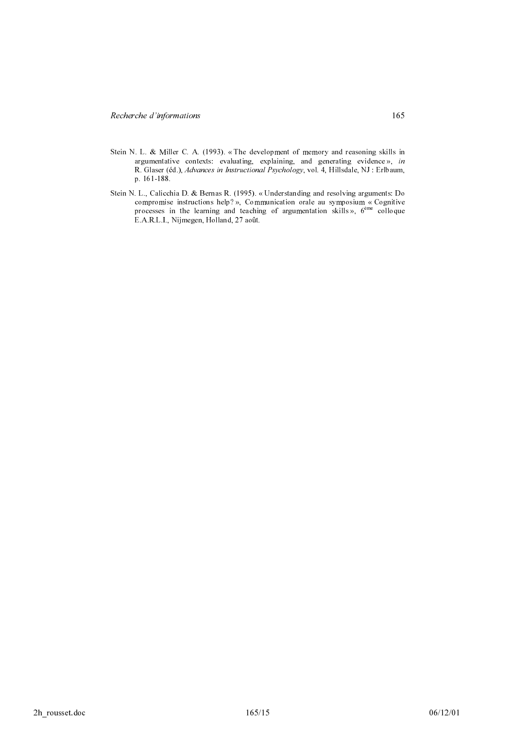Stein N. L. & Miller C. A. (1993). « The development of memory and reasoning skills in argumentative contexts: evaluating, explaining, and generating evidence », *in* R. Glaser (éd.), *Advances in Instructional Psychology*, vol. 4, Hillsdale, NJ : Erlbaum, p. 161-188.

Stein N. L., Calicchia D. & Bernas R. (1995). « Understanding and resolving arguments: Do compromise instructions help? », Communication orale au symposium « Cognitive processes in the learning and teaching of argumentation skills », 6ème colloque E.A.R.L.I., Nijmegen, Holland, 27 août.